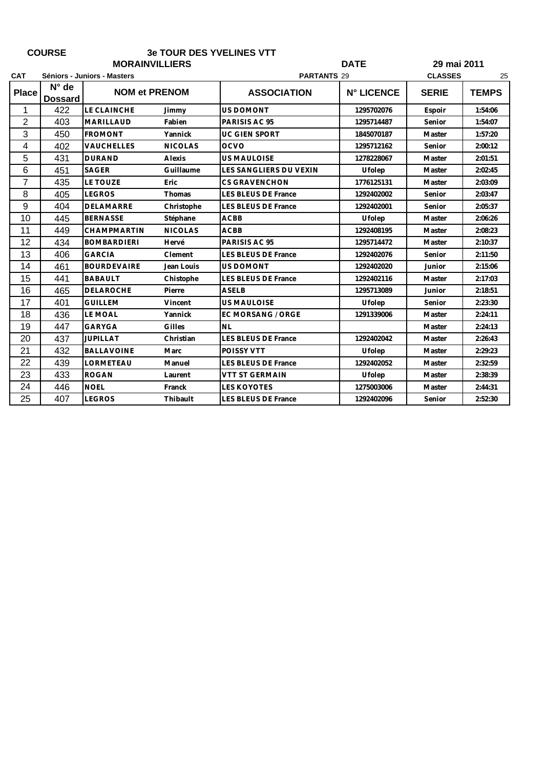**COURSE** **3e TOUR DES YVELINES VTT**

**MORAINVILLIERS** **DATE** **29 mai 2011**

**CAT** **Séniors - Juniors - Masters** **PARTANTS** 29 **CLASSES** 25

| Place | N° de Dossard | NOM et PRENOM | | ASSOCIATION | N° LICENCE | SERIE | TEMPS |
|---|---|---|---|---|---|---|---|
| 1 | 422 | LE CLAINCHE | Jimmy | US DOMONT | 1295702076 | Espoir | 1:54:06 |
| 2 | 403 | MARILLAUD | Fabien | PARISIS AC 95 | 1295714487 | Senior | 1:54:07 |
| 3 | 450 | FROMONT | Yannick | UC GIEN SPORT | 1845070187 | Master | 1:57:20 |
| 4 | 402 | VAUCHELLES | NICOLAS | OCVO | 1295712162 | Senior | 2:00:12 |
| 5 | 431 | DURAND | Alexis | US MAULOISE | 1278228067 | Master | 2:01:51 |
| 6 | 451 | SAGER | Guillaume | LES SANGLIERS DU VEXIN | Ufolep | Master | 2:02:45 |
| 7 | 435 | LE TOUZE | Eric | CS GRAVENCHON | 1776125131 | Master | 2:03:09 |
| 8 | 405 | LEGROS | Thomas | LES BLEUS DE France | 1292402002 | Senior | 2:03:47 |
| 9 | 404 | DELAMARRE | Christophe | LES BLEUS DE France | 1292402001 | Senior | 2:05:37 |
| 10 | 445 | BERNASSE | Stéphane | ACBB | Ufolep | Master | 2:06:26 |
| 11 | 449 | CHAMPMARTIN | NICOLAS | ACBB | 1292408195 | Master | 2:08:23 |
| 12 | 434 | BOMBARDIERI | Hervé | PARISIS AC 95 | 1295714472 | Master | 2:10:37 |
| 13 | 406 | GARCIA | Clement | LES BLEUS DE France | 1292402076 | Senior | 2:11:50 |
| 14 | 461 | BOURDEVAIRE | Jean Louis | US DOMONT | 1292402020 | Junior | 2:15:06 |
| 15 | 441 | BABAULT | Chistophe | LES BLEUS DE France | 1292402116 | Master | 2:17:03 |
| 16 | 465 | DELAROCHE | Pierre | ASELB | 1295713089 | Junior | 2:18:51 |
| 17 | 401 | GUILLEM | Vincent | US MAULOISE | Ufolep | Senior | 2:23:30 |
| 18 | 436 | LE MOAL | Yannick | EC MORSANG / ORGE | 1291339006 | Master | 2:24:11 |
| 19 | 447 | GARYGA | Gilles | NL | | Master | 2:24:13 |
| 20 | 437 | JUPILLAT | Christian | LES BLEUS DE France | 1292402042 | Master | 2:26:43 |
| 21 | 432 | BALLAVOINE | Marc | POISSY VTT | Ufolep | Master | 2:29:23 |
| 22 | 439 | LORMETEAU | Manuel | LES BLEUS DE France | 1292402052 | Master | 2:32:59 |
| 23 | 433 | ROGAN | Laurent | VTT ST GERMAIN | Ufolep | Master | 2:38:39 |
| 24 | 446 | NOEL | Franck | LES KOYOTES | 1275003006 | Master | 2:44:31 |
| 25 | 407 | LEGROS | Thibault | LES BLEUS DE France | 1292402096 | Senior | 2:52:30 |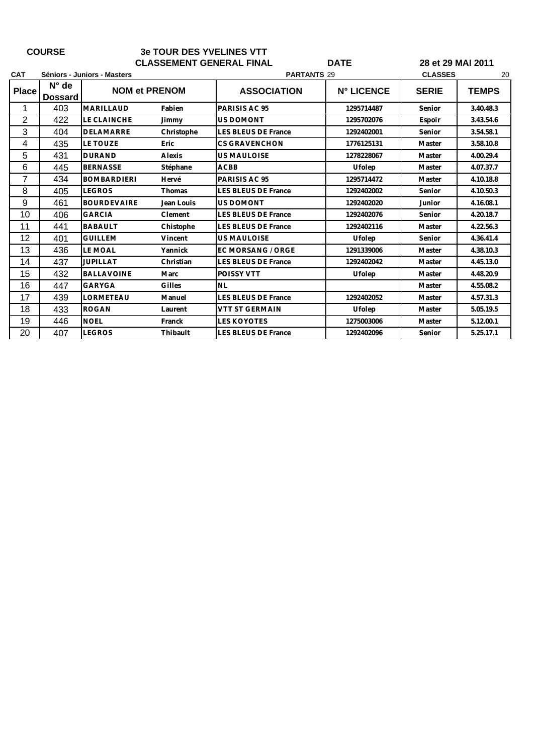**COURSE** **3e TOUR DES YVELINES VTT**

**CLASSEMENT GENERAL FINAL** **DATE** **28 et 29 MAI 2011**

**CAT** **Séniors - Juniors - Masters** **PARTANTS** 29 **CLASSES** 20

| Place | N° de Dossard | NOM et PRENOM | | ASSOCIATION | N° LICENCE | SERIE | TEMPS |
|---|---|---|---|---|---|---|---|
| 1 | 403 | MARILLAUD | Fabien | PARISIS AC 95 | 1295714487 | Senior | 3.40.48.3 |
| 2 | 422 | LE CLAINCHE | Jimmy | US DOMONT | 1295702076 | Espoir | 3.43.54.6 |
| 3 | 404 | DELAMARRE | Christophe | LES BLEUS DE France | 1292402001 | Senior | 3.54.58.1 |
| 4 | 435 | LE TOUZE | Eric | CS GRAVENCHON | 1776125131 | Master | 3.58.10.8 |
| 5 | 431 | DURAND | Alexis | US MAULOISE | 1278228067 | Master | 4.00.29.4 |
| 6 | 445 | BERNASSE | Stéphane | ACBB | Ufolep | Master | 4.07.37.7 |
| 7 | 434 | BOMBARDIERI | Hervé | PARISIS AC 95 | 1295714472 | Master | 4.10.18.8 |
| 8 | 405 | LEGROS | Thomas | LES BLEUS DE France | 1292402002 | Senior | 4.10.50.3 |
| 9 | 461 | BOURDEVAIRE | Jean Louis | US DOMONT | 1292402020 | Junior | 4.16.08.1 |
| 10 | 406 | GARCIA | Clement | LES BLEUS DE France | 1292402076 | Senior | 4.20.18.7 |
| 11 | 441 | BABAULT | Chistophe | LES BLEUS DE France | 1292402116 | Master | 4.22.56.3 |
| 12 | 401 | GUILLEM | Vincent | US MAULOISE | Ufolep | Senior | 4.36.41.4 |
| 13 | 436 | LE MOAL | Yannick | EC MORSANG / ORGE | 1291339006 | Master | 4.38.10.3 |
| 14 | 437 | JUPILLAT | Christian | LES BLEUS DE France | 1292402042 | Master | 4.45.13.0 |
| 15 | 432 | BALLAVOINE | Marc | POISSY VTT | Ufolep | Master | 4.48.20.9 |
| 16 | 447 | GARYGA | Gilles | NL | | Master | 4.55.08.2 |
| 17 | 439 | LORMETEAU | Manuel | LES BLEUS DE France | 1292402052 | Master | 4.57.31.3 |
| 18 | 433 | ROGAN | Laurent | VTT ST GERMAIN | Ufolep | Master | 5.05.19.5 |
| 19 | 446 | NOEL | Franck | LES KOYOTES | 1275003006 | Master | 5.12.00.1 |
| 20 | 407 | LEGROS | Thibault | LES BLEUS DE France | 1292402096 | Senior | 5.25.17.1 |